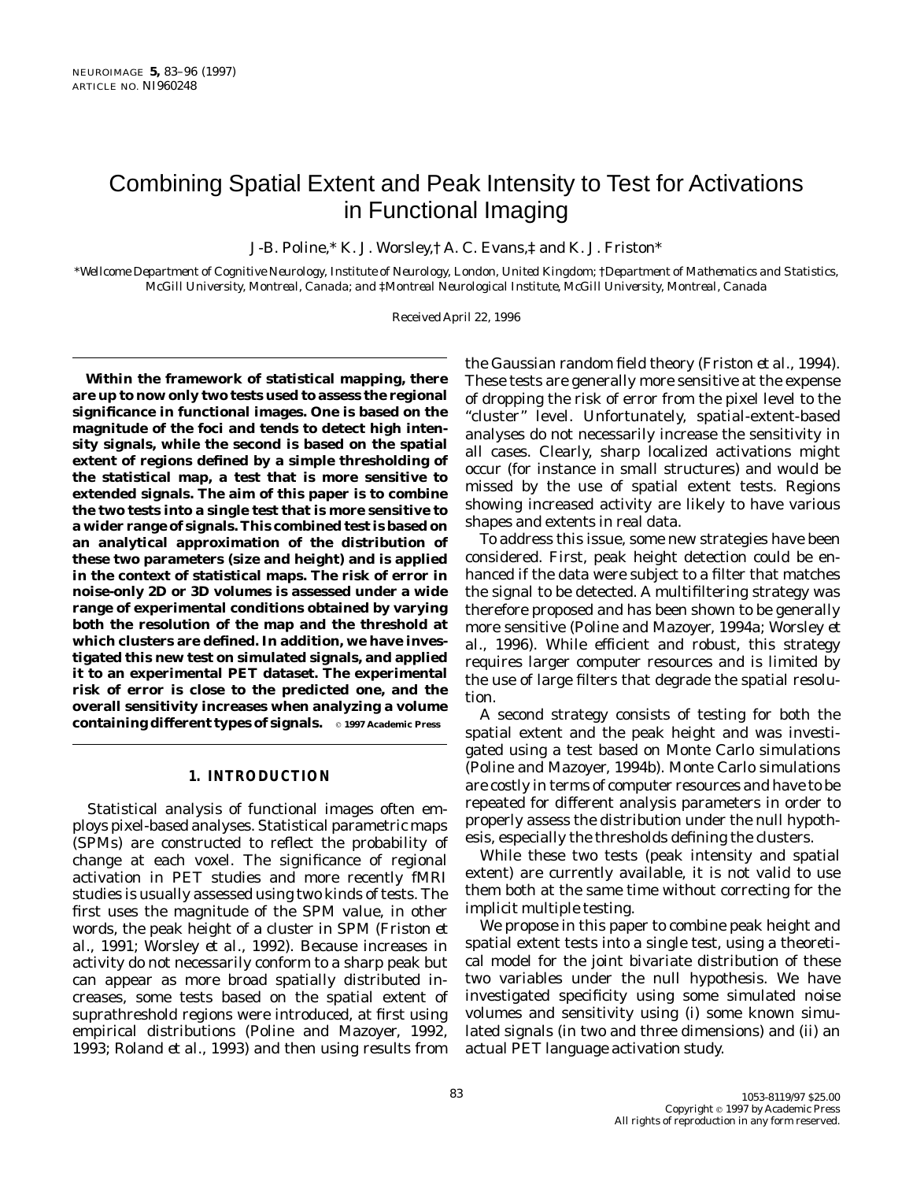# Combining Spatial Extent and Peak Intensity to Test for Activations in Functional Imaging

J-B. Poline,* K. J. Worsley,† A. C. Evans,‡ and K. J. Friston*

*Wellcome Department of Cognitive Neurology, Institute of Neurology, London, United Kingdom; †Department of Mathematics and Statistics, McGill University, Montreal, Canada; and ‡Montreal Neurological Institute, McGill University, Montreal, Canada*

Received April 22, 1996

**Within the framework of statistical mapping, there are up to now only two tests used to assess the regional significance in functional images. One is based on the magnitude of the foci and tends to detect high intensity signals, while the second is based on the spatial extent of regions defined by a simple thresholding of the statistical map, a test that is more sensitive to extended signals. The aim of this paper is to combine the two tests into a single test that is more sensitive to a wider range of signals. This combined test is based on an analytical approximation of the distribution of these two parameters (size and height) and is applied in the context of statistical maps. The risk of error in noise-only 2D or 3D volumes is assessed under a wide range of experimental conditions obtained by varying both the resolution of the map and the threshold at which clusters are defined. In addition, we have investigated this new test on simulated signals, and applied it to an experimental PET dataset. The experimental risk of error is close to the predicted one, and the overall sensitivity increases when analyzing a volume containing different types of signals.** © 1997 Academic Press

## 1. INTRODUCTION

Statistical analysis of functional images often employs pixel-based analyses. Statistical parametric maps (SPMs) are constructed to reflect the probability of change at each voxel. The significance of regional activation in PET studies and more recently fMRI studies is usually assessed using two kinds of tests. The first uses the magnitude of the SPM value, in other words, the peak height of a cluster in SPM (Friston *et al.*, 1991; Worsley *et al.*, 1992). Because increases in activity do not necessarily conform to a sharp peak but can appear as more broad spatially distributed increases, some tests based on the spatial extent of suprathreshold regions were introduced, at first using empirical distributions (Poline and Mazoyer, 1992, 1993; Roland *et al.*, 1993) and then using results from the Gaussian random field theory (Friston *et al.*, 1994). These tests are generally more sensitive at the expense of dropping the risk of error from the pixel level to the "cluster" level. Unfortunately, spatial-extent-based analyses do not necessarily increase the sensitivity in all cases. Clearly, sharp localized activations might occur (for instance in small structures) and would be missed by the use of spatial extent tests. Regions showing increased activity are likely to have various shapes and extents in real data.

To address this issue, some new strategies have been considered. First, peak height detection could be enhanced if the data were subject to a filter that matches the signal to be detected. A multifiltering strategy was therefore proposed and has been shown to be generally more sensitive (Poline and Mazoyer, 1994a; Worsley *et al.*, 1996). While efficient and robust, this strategy requires larger computer resources and is limited by the use of large filters that degrade the spatial resolution.

A second strategy consists of testing for both the spatial extent and the peak height and was investigated using a test based on Monte Carlo simulations (Poline and Mazoyer, 1994b). Monte Carlo simulations are costly in terms of computer resources and have to be repeated for different analysis parameters in order to properly assess the distribution under the null hypothesis, especially the thresholds defining the clusters.

While these two tests (peak intensity and spatial extent) are currently available, it is not valid to use them both at the same time without correcting for the implicit multiple testing.

We propose in this paper to combine peak height and spatial extent tests into a single test, using a theoretical model for the joint bivariate distribution of these two variables under the null hypothesis. We have investigated specificity using some simulated noise volumes and sensitivity using (i) some known simulated signals (in two and three dimensions) and (ii) an actual PET language activation study.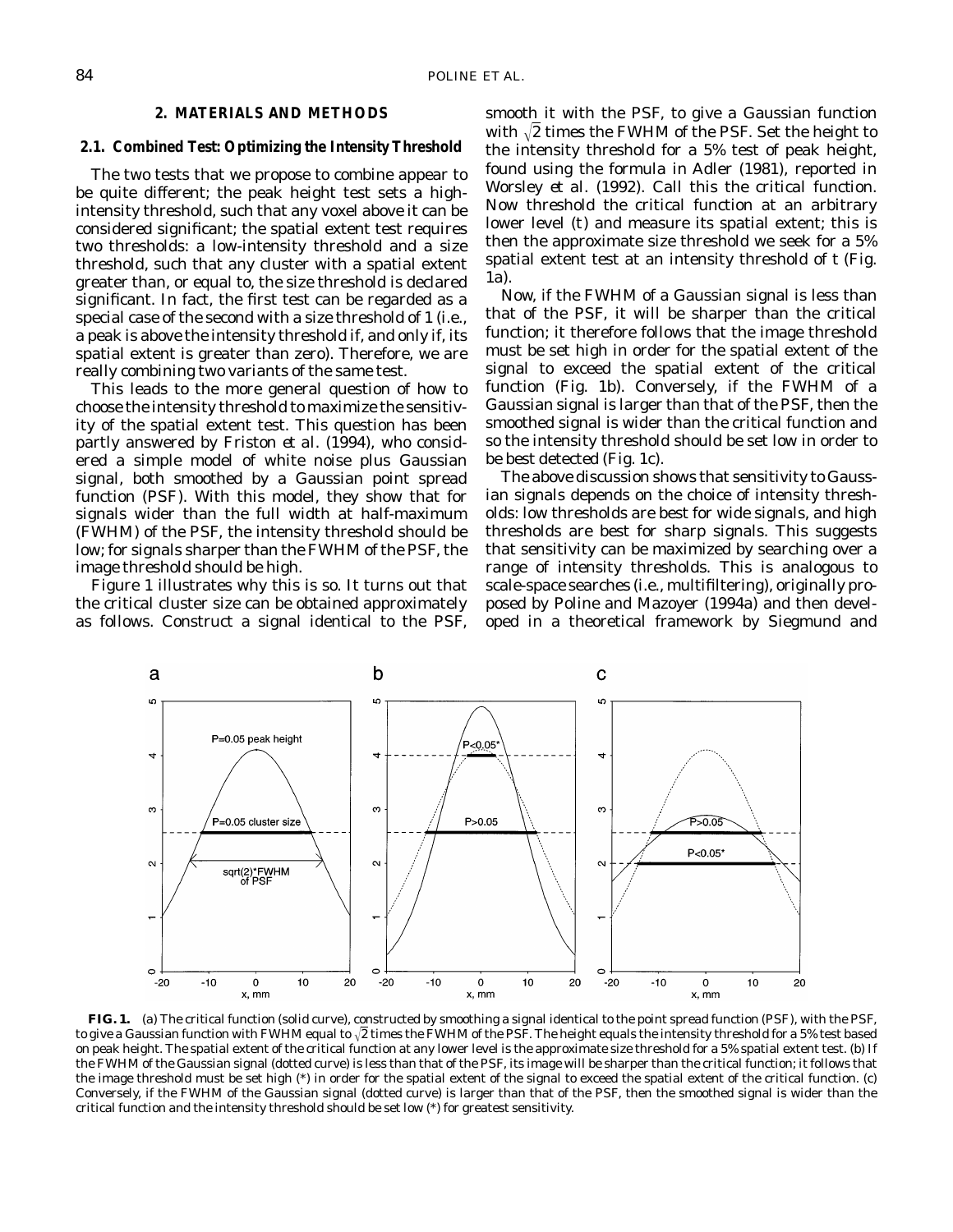## 2. MATERIALS AND METHODS

### 2.1. Combined Test: Optimizing the Intensity Threshold

The two tests that we propose to combine appear to be quite different; the peak height test sets a high-intensity threshold, such that any voxel above it can be considered significant; the spatial extent test requires two thresholds: a low-intensity threshold and a size threshold, such that any cluster with a spatial extent greater than, or equal to, the size threshold is declared significant. In fact, the first test can be regarded as a special case of the second with a size threshold of 1 (i.e., a peak is above the intensity threshold if, and only if, its spatial extent is greater than zero). Therefore, we are really combining two variants of the same test.

This leads to the more general question of how to choose the intensity threshold to maximize the sensitivity of the spatial extent test. This question has been partly answered by Friston *et al.* (1994), who considered a simple model of white noise plus Gaussian signal, both smoothed by a Gaussian point spread function (PSF). With this model, they show that for signals wider than the full width at half-maximum (FWHM) of the PSF, the intensity threshold should be low; for signals sharper than the FWHM of the PSF, the image threshold should be high.

Figure 1 illustrates why this is so. It turns out that the critical cluster size can be obtained approximately as follows. Construct a signal identical to the PSF, smooth it with the PSF, to give a Gaussian function with $\sqrt{2}$ times the FWHM of the PSF. Set the height to the intensity threshold for a 5% test of peak height, found using the formula in Adler (1981), reported in Worsley *et al.* (1992). Call this the critical function. Now threshold the critical function at an arbitrary lower level ($t$) and measure its spatial extent; this is then the approximate size threshold we seek for a 5% spatial extent test at an intensity threshold of $t$ (Fig. 1a).

Now, if the FWHM of a Gaussian signal is less than that of the PSF, it will be sharper than the critical function; it therefore follows that the image threshold must be set high in order for the spatial extent of the signal to exceed the spatial extent of the critical function (Fig. 1b). Conversely, if the FWHM of a Gaussian signal is larger than that of the PSF, then the smoothed signal is wider than the critical function and so the intensity threshold should be set low in order to be best detected (Fig. 1c).

The above discussion shows that sensitivity to Gaussian signals depends on the choice of intensity thresholds: low thresholds are best for wide signals, and high thresholds are best for sharp signals. This suggests that sensitivity can be maximized by searching over a range of intensity thresholds. This is analogous to scale-space searches (i.e., multifiltering), originally proposed by Poline and Mazoyer (1994a) and then developed in a theoretical framework by Siegmund and

**FIG. 1.** (a) The critical function (solid curve), constructed by smoothing a signal identical to the point spread function (PSF), with the PSF, to give a Gaussian function with FWHM equal to $\sqrt{2}$ times the FWHM of the PSF. The height equals the intensity threshold for a 5% test based on peak height. The spatial extent of the critical function at any lower level is the approximate size threshold for a 5% spatial extent test. (b) If the FWHM of the Gaussian signal (dotted curve) is less than that of the PSF, its image will be sharper than the critical function; it follows that the image threshold must be set high (*) in order for the spatial extent of the signal to exceed the spatial extent of the critical function. (c) Conversely, if the FWHM of the Gaussian signal (dotted curve) is larger than that of the PSF, then the smoothed signal is wider than the critical function and the intensity threshold should be set low (*) for greatest sensitivity.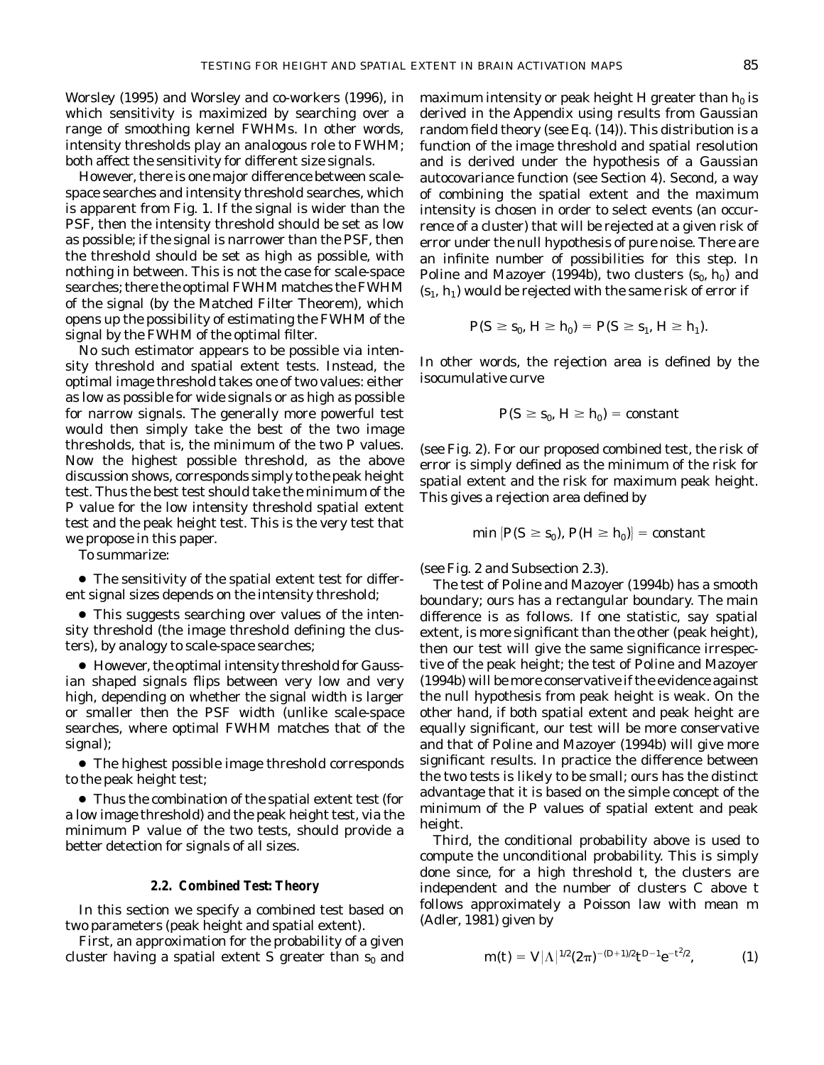Worsley (1995) and Worsley and co-workers (1996), in which sensitivity is maximized by searching over a range of smoothing kernel FWHMs. In other words, intensity thresholds play an analogous role to FWHM; both affect the sensitivity for different size signals.

However, there is one major difference between scale-space searches and intensity threshold searches, which is apparent from Fig. 1. If the signal is wider than the PSF, then the intensity threshold should be set as low as possible; if the signal is narrower than the PSF, then the threshold should be set as high as possible, with nothing in between. This is not the case for scale-space searches; there the optimal FWHM matches the FWHM of the signal (by the Matched Filter Theorem), which opens up the possibility of estimating the FWHM of the signal by the FWHM of the optimal filter.

No such estimator appears to be possible via intensity threshold and spatial extent tests. Instead, the optimal image threshold takes one of two values: either as low as possible for wide signals or as high as possible for narrow signals. The generally more powerful test would then simply take the best of the two image thresholds, that is, the minimum of the two $P$ values. Now the highest possible threshold, as the above discussion shows, corresponds simply to the peak height test. Thus the best test should take the minimum of the $P$ value for the low intensity threshold spatial extent test and the peak height test. This is the very test that we propose in this paper.

To summarize:

- The sensitivity of the spatial extent test for different signal sizes depends on the intensity threshold;
- This suggests searching over values of the intensity threshold (the image threshold defining the clusters), by analogy to scale-space searches;
- However, the optimal intensity threshold for Gaussian shaped signals flips between very low and very high, depending on whether the signal width is larger or smaller then the PSF width (unlike scale-space searches, where optimal FWHM matches that of the signal);
- The highest possible image threshold corresponds to the peak height test;
- Thus the combination of the spatial extent test (for a low image threshold) and the peak height test, via the minimum $P$ value of the two tests, should provide a better detection for signals of all sizes.

### 2.2. Combined Test: Theory

In this section we specify a combined test based on two parameters (peak height and spatial extent).

First, an approximation for the probability of a given cluster having a spatial extent $S$ greater than $s_0$ and maximum intensity or peak height $H$ greater than $h_0$ is derived in the Appendix using results from Gaussian random field theory (see Eq. (14)). This distribution is a function of the image threshold and spatial resolution and is derived under the hypothesis of a Gaussian autocovariance function (see Section 4). Second, a way of combining the spatial extent and the maximum intensity is chosen in order to select events (an occurrence of a cluster) that will be rejected at a given risk of error under the null hypothesis of pure noise. There are an infinite number of possibilities for this step. In Poline and Mazoyer (1994b), two clusters $(s_0, h_0)$ and $(s_1, h_1)$ would be rejected with the same risk of error if

$$P(S \geq s_0, H \geq h_0) = P(S \geq s_1, H \geq h_1).$$

In other words, the rejection area is defined by the isocumulative curve

$$P(S \geq s_0, H \geq h_0) = \text{constant}$$

(see Fig. 2). For our proposed combined test, the risk of error is simply defined as the minimum of the risk for spatial extent and the risk for maximum peak height. This gives a rejection area defined by

$$\min \{P(S \geq s_0), P(H \geq h_0)\} = \text{constant}$$

(see Fig. 2 and Subsection 2.3).

The test of Poline and Mazoyer (1994b) has a smooth boundary; ours has a rectangular boundary. The main difference is as follows. If one statistic, say spatial extent, is more significant than the other (peak height), then our test will give the same significance irrespective of the peak height; the test of Poline and Mazoyer (1994b) will be more conservative if the evidence against the null hypothesis from peak height is weak. On the other hand, if both spatial extent and peak height are equally significant, our test will be more conservative and that of Poline and Mazoyer (1994b) will give more significant results. In practice the difference between the two tests is likely to be small; ours has the distinct advantage that it is based on the simple concept of the minimum of the $P$ values of spatial extent and peak height.

Third, the conditional probability above is used to compute the unconditional probability. This is simply done since, for a high threshold $t$, the clusters are independent and the number of clusters $C$ above $t$ follows approximately a Poisson law with mean $m$ (Adler, 1981) given by

$$m(t) = V|\Lambda|^{1/2}(2\pi)^{-(D+1)/2}t^{D-1}e^{-t^2/2}, \tag{1}$$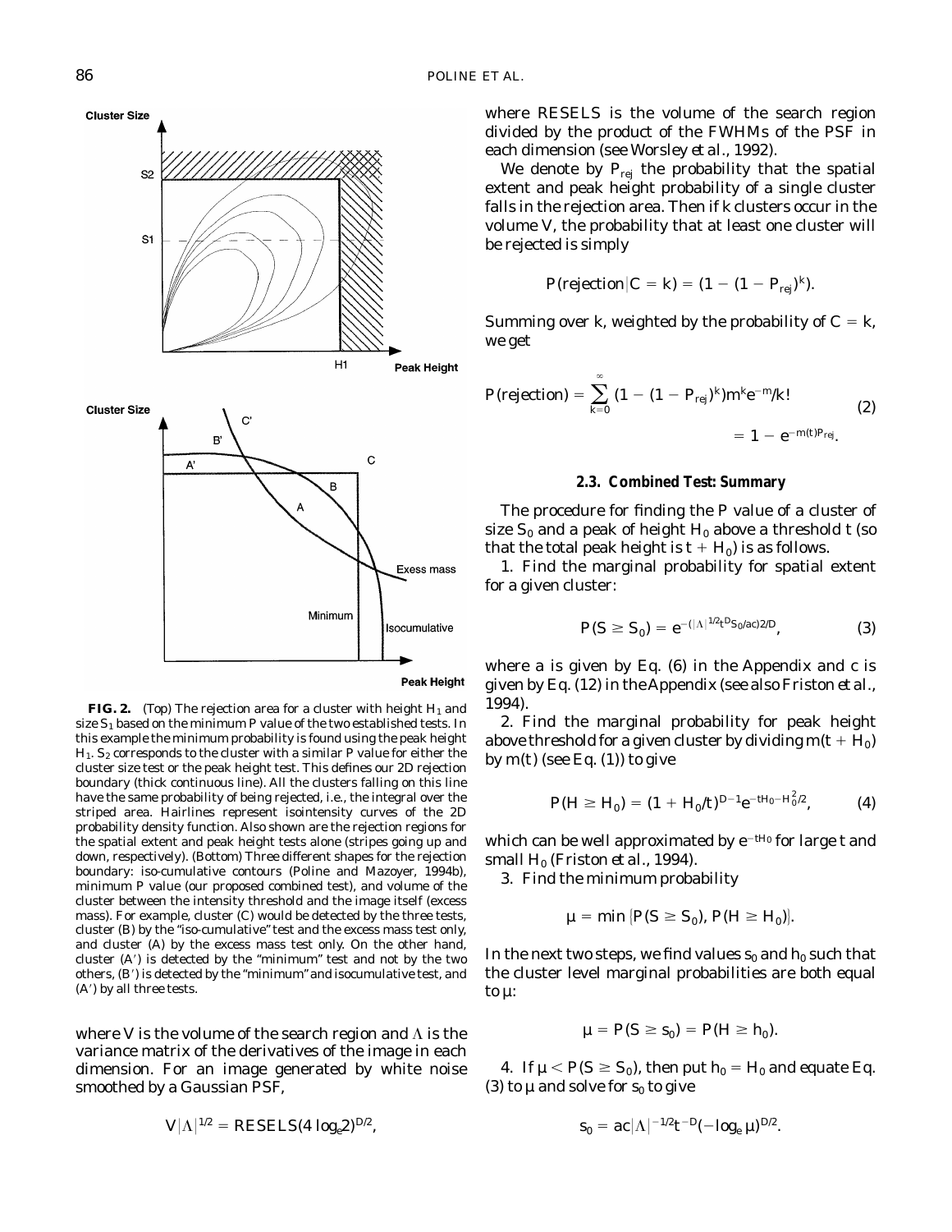**FIG. 2.** (Top) The rejection area for a cluster with height $H_1$ and size $S_1$ based on the minimum $P$ value of the two established tests. In this example the minimum probability is found using the peak height $H_1$. $S_2$ corresponds to the cluster with a similar $P$ value for either the cluster size test or the peak height test. This defines our 2D rejection boundary (thick continuous line). All the clusters falling on this line have the same probability of being rejected, i.e., the integral over the striped area. Hairlines represent isointensity curves of the 2D probability density function. Also shown are the rejection regions for the spatial extent and peak height tests alone (stripes going up and down, respectively). (Bottom) Three different shapes for the rejection boundary: iso-cumulative contours (Poline and Mazoyer, 1994b), minimum $P$ value (our proposed combined test), and volume of the cluster between the intensity threshold and the image itself (excess mass). For example, cluster (C) would be detected by the three tests, cluster (B) by the "iso-cumulative" test and the excess mass test only, and cluster (A) by the excess mass test only. On the other hand, cluster (A′) is detected by the "minimum" test and not by the two others, (B′) is detected by the "minimum" and isocumulative test, and (A′) by all three tests.

where $V$ is the volume of the search region and $\Lambda$ is the variance matrix of the derivatives of the image in each dimension. For an image generated by white noise smoothed by a Gaussian PSF,

$$V|\Lambda|^{1/2} = RESELS(4 \log_e 2)^{D/2},$$

where RESELS is the volume of the search region divided by the product of the FWHMs of the PSF in each dimension (see Worsley *et al.*, 1992).

We denote by $P_{rej}$ the probability that the spatial extent and peak height probability of a single cluster falls in the rejection area. Then if $k$ clusters occur in the volume $V$, the probability that at least one cluster will be rejected is simply

$$P(\text{rejection}|C = k) = (1 - (1 - P_{rej})^k).$$

Summing over $k$, weighted by the probability of $C = k$, we get

$$P(\text{rejection}) = \sum_{k=0}^{\infty} (1 - (1 - P_{rej})^k) m^k e^{-m}/k! = 1 - e^{-m(t)P_{rej}}. \tag{2}$$

### 2.3. Combined Test: Summary

The procedure for finding the $P$ value of a cluster of size $S_0$ and a peak of height $H_0$ above a threshold $t$ (so that the total peak height is $t + H_0$) is as follows.

1. Find the marginal probability for spatial extent for a given cluster:

$$P(S \geq S_0) = e^{-(|\Lambda|^{1/2} t^D S_0/ac)^{2/D}}, \tag{3}$$

where $a$ is given by Eq. (6) in the Appendix and $c$ is given by Eq. (12) in the Appendix (see also Friston *et al.*, 1994).

2. Find the marginal probability for peak height above threshold for a given cluster by dividing $m(t + H_0)$ by $m(t)$ (see Eq. (1)) to give

$$P(H \geq H_0) = (1 + H_0/t)^{D-1} e^{-tH_0 - H_0^2/2}, \tag{4}$$

which can be well approximated by $e^{-tH_0}$ for large $t$ and small $H_0$ (Friston *et al.*, 1994).

3. Find the minimum probability

$$\mu = \min\{P(S \geq S_0), P(H \geq H_0)\}.$$

In the next two steps, we find values $s_0$ and $h_0$ such that the cluster level marginal probabilities are both equal to $\mu$:

$$\mu = P(S \geq s_0) = P(H \geq h_0).$$

4. If $\mu < P(S \geq S_0)$, then put $h_0 = H_0$ and equate Eq. (3) to $\mu$ and solve for $s_0$ to give

$$s_0 = ac|\Lambda|^{-1/2} t^{-D} (-\log_e \mu)^{D/2}.$$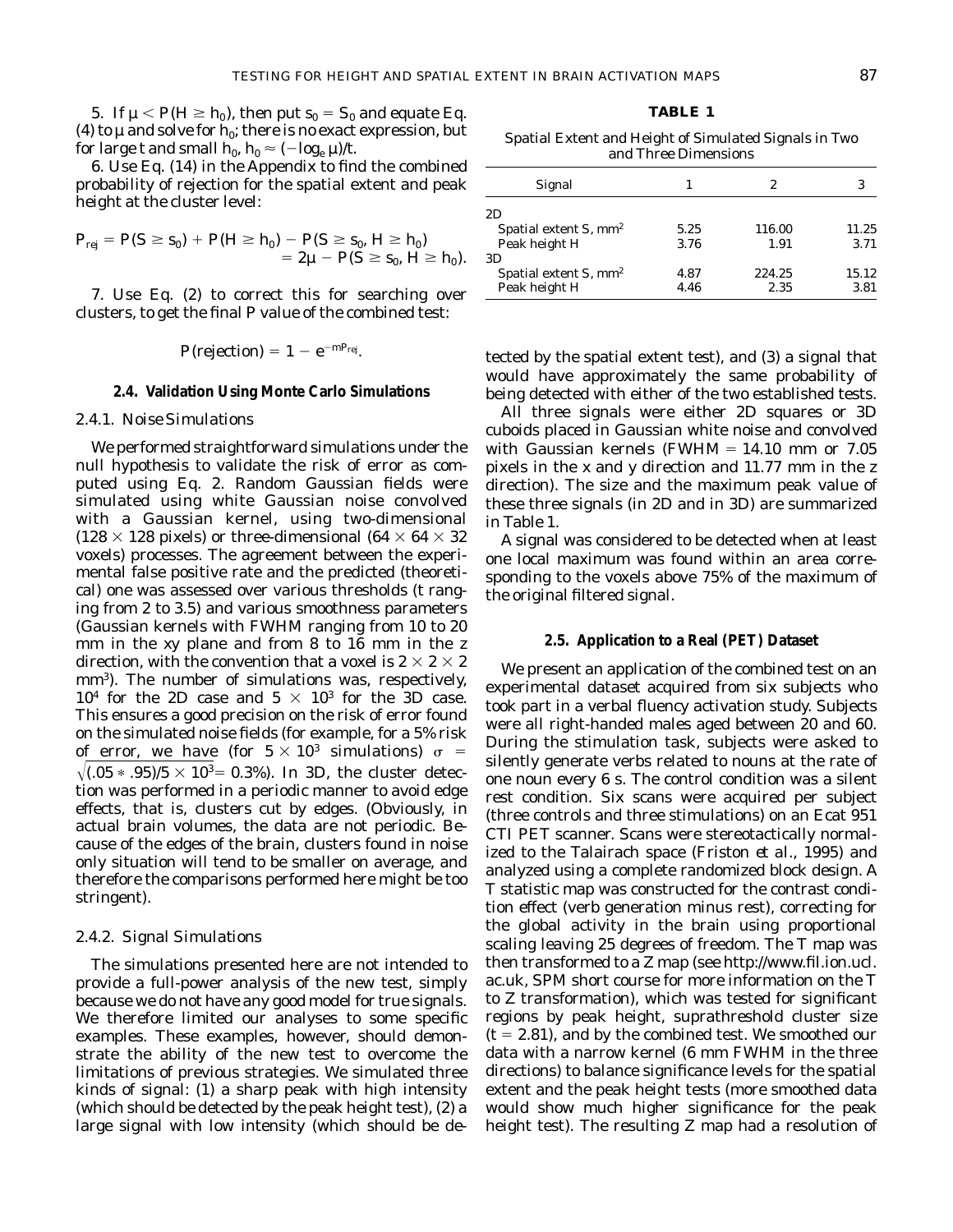5. If $\mu < P(H \geq h_0)$, then put $s_0 = S_0$ and equate Eq. (4) to $\mu$ and solve for $h_0$; there is no exact expression, but for large $t$ and small $h_0$, $h_0 \approx (-\log_e \mu)/t$.

6. Use Eq. (14) in the Appendix to find the combined probability of rejection for the spatial extent and peak height at the cluster level:

$$P_{rej} = P(S \geq s_0) + P(H \geq h_0) - P(S \geq s_0, H \geq h_0) = 2\mu - P(S \geq s_0, H \geq h_0).$$

7. Use Eq. (2) to correct this for searching over clusters, to get the final $P$ value of the combined test:

$$P(\text{rejection}) = 1 - e^{-mP_{rej}}.$$

### 2.4. Validation Using Monte Carlo Simulations

#### 2.4.1. Noise Simulations

We performed straightforward simulations under the null hypothesis to validate the risk of error as computed using Eq. 2. Random Gaussian fields were simulated using white Gaussian noise convolved with a Gaussian kernel, using two-dimensional ($128 \times 128$ pixels) or three-dimensional ($64 \times 64 \times 32$ voxels) processes. The agreement between the experimental false positive rate and the predicted (theoretical) one was assessed over various thresholds ($t$ ranging from 2 to 3.5) and various smoothness parameters (Gaussian kernels with FWHM ranging from 10 to 20 mm in the xy plane and from 8 to 16 mm in the z direction, with the convention that a voxel is $2 \times 2 \times 2$ mm$^3$). The number of simulations was, respectively, $10^4$ for the 2D case and $5 \times 10^3$ for the 3D case. This ensures a good precision on the risk of error found on the simulated noise fields (for example, for a 5% risk of error, we have (for $5 \times 10^3$ simulations) $\sigma = \sqrt{(.05 * .95)/5 \times 10^3} = 0.3\%$). In 3D, the cluster detection was performed in a periodic manner to avoid edge effects, that is, clusters cut by edges. (Obviously, in actual brain volumes, the data are not periodic. Because of the edges of the brain, clusters found in noise only situation will tend to be smaller on average, and therefore the comparisons performed here might be too stringent).

#### 2.4.2. Signal Simulations

The simulations presented here are not intended to provide a full-power analysis of the new test, simply because we do not have any good model for true signals. We therefore limited our analyses to some specific examples. These examples, however, should demonstrate the ability of the new test to overcome the limitations of previous strategies. We simulated three kinds of signal: (1) a sharp peak with high intensity (which should be detected by the peak height test), (2) a large signal with low intensity (which should be detected by the spatial extent test), and (3) a signal that would have approximately the same probability of being detected with either of the two established tests.

**TABLE 1**

Spatial Extent and Height of Simulated Signals in Two and Three Dimensions

| Signal | 1 | 2 | 3 |
|---|---|---|---|
| 2D | | | |
| Spatial extent S, mm$^2$ | 5.25 | 116.00 | 11.25 |
| Peak height H | 3.76 | 1.91 | 3.71 |
| 3D | | | |
| Spatial extent S, mm$^2$ | 4.87 | 224.25 | 15.12 |
| Peak height H | 4.46 | 2.35 | 3.81 |

All three signals were either 2D squares or 3D cuboids placed in Gaussian white noise and convolved with Gaussian kernels (FWHM = 14.10 mm or 7.05 pixels in the x and y direction and 11.77 mm in the z direction). The size and the maximum peak value of these three signals (in 2D and in 3D) are summarized in Table 1.

A signal was considered to be detected when at least one local maximum was found within an area corresponding to the voxels above 75% of the maximum of the original filtered signal.

### 2.5. Application to a Real (PET) Dataset

We present an application of the combined test on an experimental dataset acquired from six subjects who took part in a verbal fluency activation study. Subjects were all right-handed males aged between 20 and 60. During the stimulation task, subjects were asked to silently generate verbs related to nouns at the rate of one noun every 6 s. The control condition was a silent rest condition. Six scans were acquired per subject (three controls and three stimulations) on an Ecat 951 CTI PET scanner. Scans were stereotactically normalized to the Talairach space (Friston *et al.*, 1995) and analyzed using a complete randomized block design. A T statistic map was constructed for the contrast condition effect (verb generation minus rest), correcting for the global activity in the brain using proportional scaling leaving 25 degrees of freedom. The T map was then transformed to a Z map (see http://www.fil.ion.ucl.ac.uk, SPM short course for more information on the T to Z transformation), which was tested for significant regions by peak height, suprathreshold cluster size ($t = 2.81$), and by the combined test. We smoothed our data with a narrow kernel (6 mm FWHM in the three directions) to balance significance levels for the spatial extent and the peak height tests (more smoothed data would show much higher significance for the peak height test). The resulting Z map had a resolution of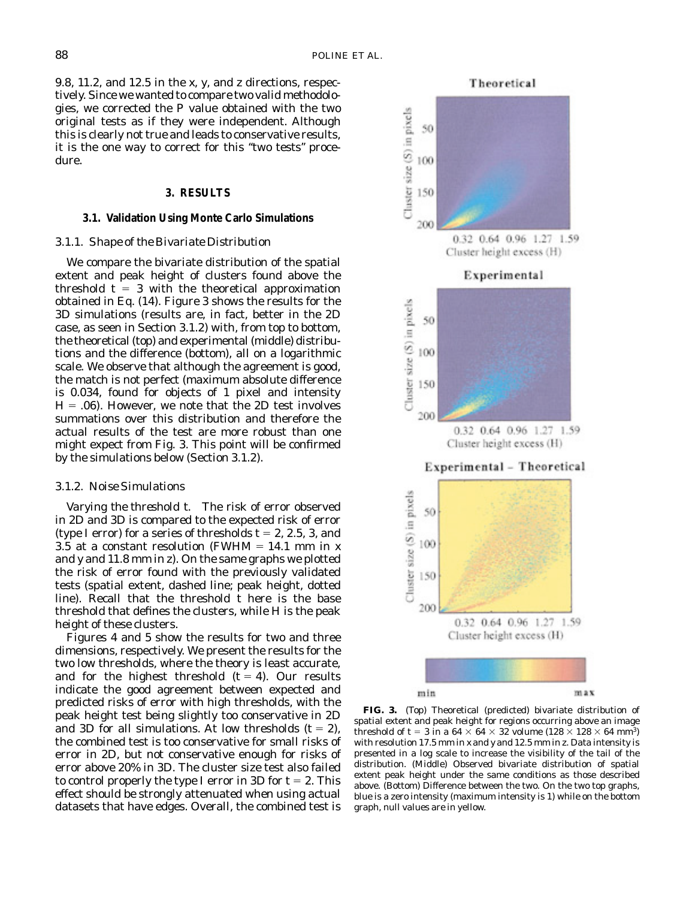9.8, 11.2, and 12.5 in the x, y, and z directions, respectively. Since we wanted to compare two valid methodologies, we corrected the P value obtained with the two original tests as if they were independent. Although this is clearly not true and leads to conservative results, it is the one way to correct for this "two tests" procedure.

## 3. RESULTS

### 3.1. Validation Using Monte Carlo Simulations

#### 3.1.1. Shape of the Bivariate Distribution

We compare the bivariate distribution of the spatial extent and peak height of clusters found above the threshold $t = 3$ with the theoretical approximation obtained in Eq. (14). Figure 3 shows the results for the 3D simulations (results are, in fact, better in the 2D case, as seen in Section 3.1.2) with, from top to bottom, the theoretical (top) and experimental (middle) distributions and the difference (bottom), all on a logarithmic scale. We observe that although the agreement is good, the match is not perfect (maximum absolute difference is 0.034, found for objects of 1 pixel and intensity $H = .06$). However, we note that the 2D test involves summations over this distribution and therefore the actual results of the test are more robust than one might expect from Fig. 3. This point will be confirmed by the simulations below (Section 3.1.2).

#### 3.1.2. Noise Simulations

*Varying the threshold t.* The risk of error observed in 2D and 3D is compared to the expected risk of error (type I error) for a series of thresholds $t = 2$, 2.5, 3, and 3.5 at a constant resolution (FWHM = 14.1 mm in x and y and 11.8 mm in z). On the same graphs we plotted the risk of error found with the previously validated tests (spatial extent, dashed line; peak height, dotted line). Recall that the threshold t here is the base threshold that defines the clusters, while H is the peak height of these clusters.

Figures 4 and 5 show the results for two and three dimensions, respectively. We present the results for the two low thresholds, where the theory is least accurate, and for the highest threshold ($t = 4$). Our results indicate the good agreement between expected and predicted risks of error with high thresholds, with the peak height test being slightly too conservative in 2D and 3D for all simulations. At low thresholds ($t = 2$), the combined test is too conservative for small risks of error in 2D, but not conservative enough for risks of error above 20% in 3D. The cluster size test also failed to control properly the type I error in 3D for $t = 2$. This effect should be strongly attenuated when using actual datasets that have edges. Overall, the combined test is

**FIG. 3.** (Top) Theoretical (predicted) bivariate distribution of spatial extent and peak height for regions occurring above an image threshold of $t = 3$ in a $64 \times 64 \times 32$ volume ($128 \times 128 \times 64$ mm$^3$) with resolution 17.5 mm in x and y and 12.5 mm in z. Data intensity is presented in a log scale to increase the visibility of the tail of the distribution. (Middle) Observed bivariate distribution of spatial extent peak height under the same conditions as those described above. (Bottom) Difference between the two. On the two top graphs, blue is a zero intensity (maximum intensity is 1) while on the bottom graph, null values are in yellow.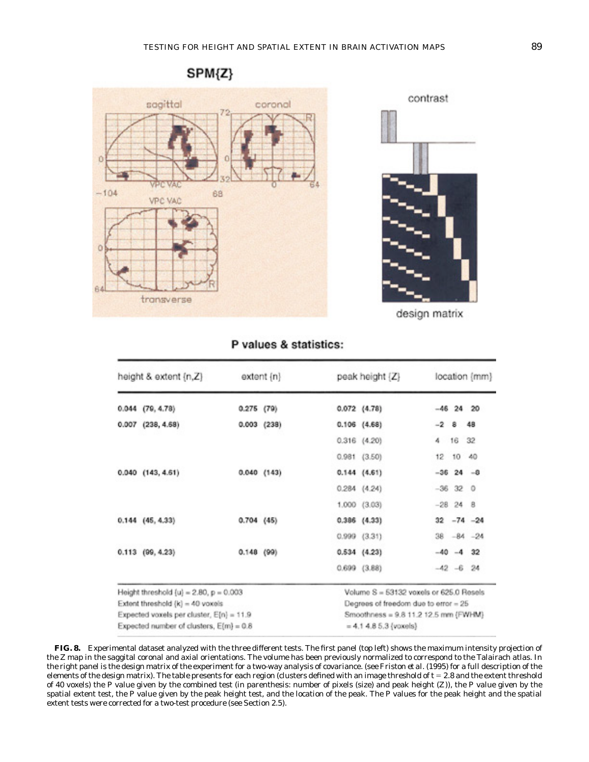SPM{Z}

P values & statistics:

| height & extent {n,Z} | extent {n} | peak height {Z} | location {mm} |
|---|---|---|---|
| 0.044 (79, 4.78) | 0.275 (79) | 0.072 (4.78) | −46 24 20 |
| 0.007 (238, 4.68) | 0.003 (238) | 0.106 (4.68) | −2 8 48 |
| | | 0.316 (4.20) | 4 16 32 |
| | | 0.981 (3.50) | 12 10 40 |
| 0.040 (143, 4.61) | 0.040 (143) | 0.144 (4.61) | −36 24 −8 |
| | | 0.284 (4.24) | −36 32 0 |
| | | 1.000 (3.03) | −28 24 8 |
| 0.144 (45, 4.33) | 0.704 (45) | 0.386 (4.33) | 32 −74 −24 |
| | | 0.999 (3.31) | 38 −84 −24 |
| 0.113 (99, 4.23) | 0.148 (99) | 0.534 (4.23) | −40 −4 32 |
| | | 0.699 (3.88) | −42 −6 24 |

Height threshold {u} = 2.80, p = 0.003
Extent threshold {k} = 40 voxels
Expected voxels per cluster, E{n} = 11.9
Expected number of clusters, E{m} = 0.8

Volume S = 53132 voxels or 625.0 Resels
Degrees of freedom due to error = 25
Smoothness = 9.8 11.2 12.5 mm {FWHM}
= 4.1 4.8 5.3 {voxels}

**FIG. 8.** Experimental dataset analyzed with the three different tests. The first panel (top left) shows the maximum intensity projection of the Z map in the saggital coronal and axial orientations. The volume has been previously normalized to correspond to the Talairach atlas. In the right panel is the design matrix of the experiment for a two-way analysis of covariance. (see Friston *et al.* (1995) for a full description of the elements of the design matrix). The table presents for each region (clusters defined with an image threshold of $t = 2.8$ and the extent threshold of 40 voxels) the P value given by the combined test (in parenthesis: number of pixels (size) and peak height (Z)), the P value given by the spatial extent test, the P value given by the peak height test, and the location of the peak. The P values for the peak height and the spatial extent tests were corrected for a two-test procedure (see Section 2.5).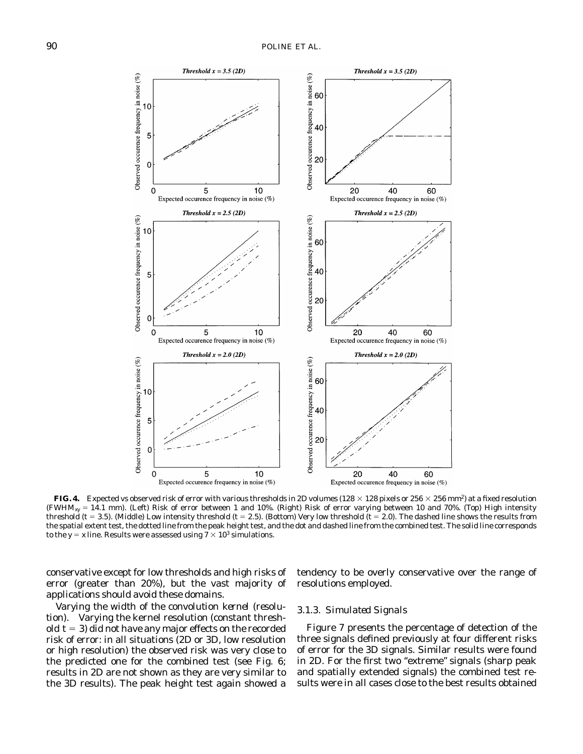**FIG. 4.** Expected vs observed risk of error with various thresholds in 2D volumes (128 × 128 pixels or 256 × 256 $mm^2$) at a fixed resolution ($FWHM_{xy}$ = 14.1 mm). (Left) Risk of error between 1 and 10%. (Right) Risk of error varying between 10 and 70%. (Top) High intensity threshold ($t$ = 3.5). (Middle) Low intensity threshold ($t$ = 2.5). (Bottom) Very low threshold ($t$ = 2.0). The dashed line shows the results from the spatial extent test, the dotted line from the peak height test, and the dot and dashed line from the combined test. The solid line corresponds to the $y = x$ line. Results were assessed using $7 \times 10^3$ simulations.

conservative except for low thresholds and high risks of error (greater than 20%), but the vast majority of applications should avoid these domains.

*Varying the width of the convolution kernel (resolution).* Varying the kernel resolution (constant threshold $t = 3$) did not have any major effects on the recorded risk of error: in all situations (2D or 3D, low resolution or high resolution) the observed risk was very close to the predicted one for the combined test (see Fig. 6; results in 2D are not shown as they are very similar to the 3D results). The peak height test again showed a tendency to be overly conservative over the range of resolutions employed.

### 3.1.3. Simulated Signals

Figure 7 presents the percentage of detection of the three signals defined previously at four different risks of error for the 3D signals. Similar results were found in 2D. For the first two "extreme" signals (sharp peak and spatially extended signals) the combined test results were in all cases close to the best results obtained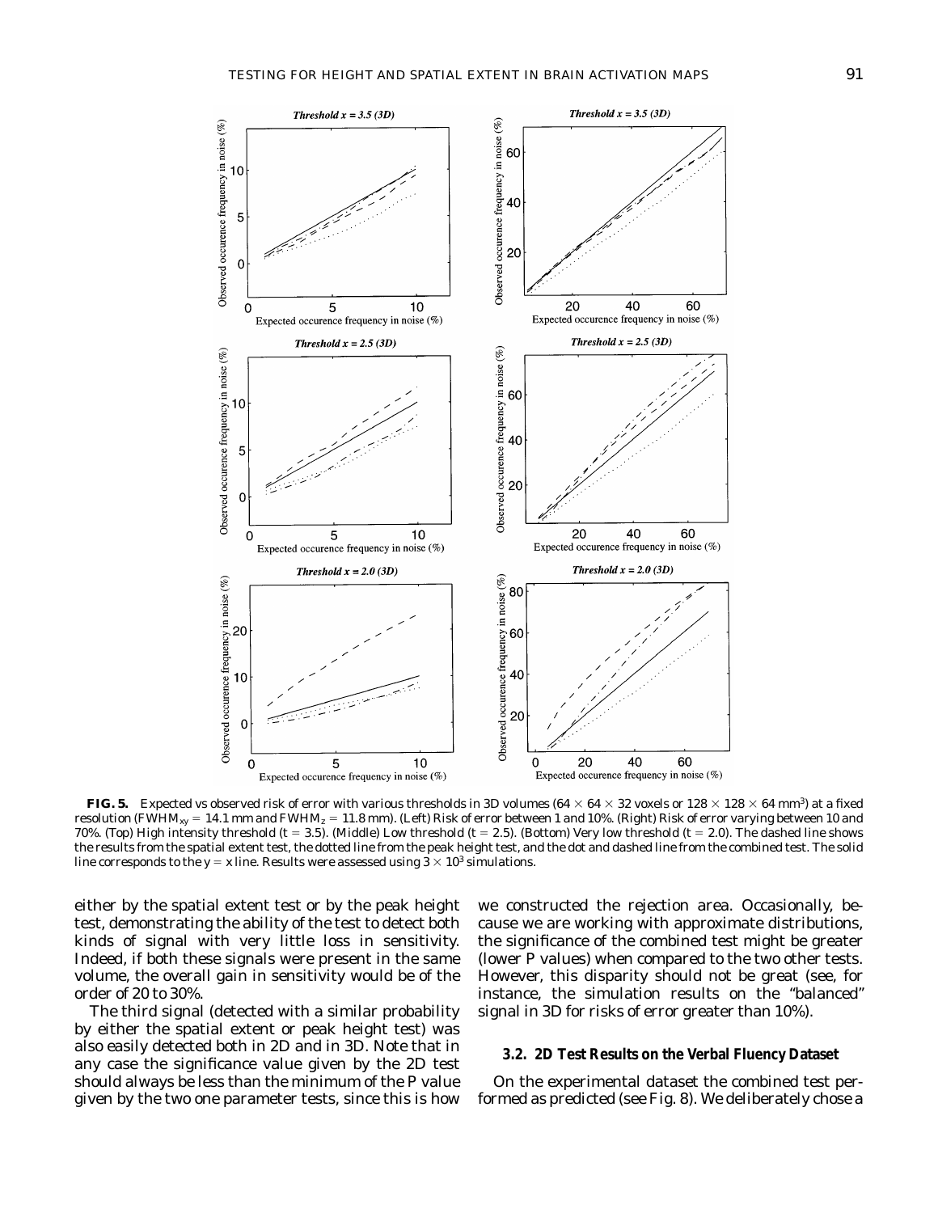**FIG. 5.** Expected vs observed risk of error with various thresholds in 3D volumes ($64 \times 64 \times 32$ voxels or $128 \times 128 \times 64$ mm$^3$) at a fixed resolution ($FWHM_{xy} = 14.1$ mm and $FWHM_z = 11.8$ mm). (Left) Risk of error between 1 and 10%. (Right) Risk of error varying between 10 and 70%. (Top) High intensity threshold ($t = 3.5$). (Middle) Low threshold ($t = 2.5$). (Bottom) Very low threshold ($t = 2.0$). The dashed line shows the results from the spatial extent test, the dotted line from the peak height test, and the dot and dashed line from the combined test. The solid line corresponds to the $y = x$ line. Results were assessed using $3 \times 10^3$ simulations.

either by the spatial extent test or by the peak height test, demonstrating the ability of the test to detect both kinds of signal with very little loss in sensitivity. Indeed, if both these signals were present in the same volume, the overall gain in sensitivity would be of the order of 20 to 30%.

The third signal (detected with a similar probability by either the spatial extent or peak height test) was also easily detected both in 2D and in 3D. Note that in any case the significance value given by the 2D test should always be less than the minimum of the P value given by the two one parameter tests, since this is how we constructed the rejection area. Occasionally, because we are working with approximate distributions, the significance of the combined test might be greater (lower P values) when compared to the two other tests. However, this disparity should not be great (see, for instance, the simulation results on the "balanced" signal in 3D for risks of error greater than 10%).

### 3.2. 2D Test Results on the Verbal Fluency Dataset

On the experimental dataset the combined test performed as predicted (see Fig. 8). We deliberately chose a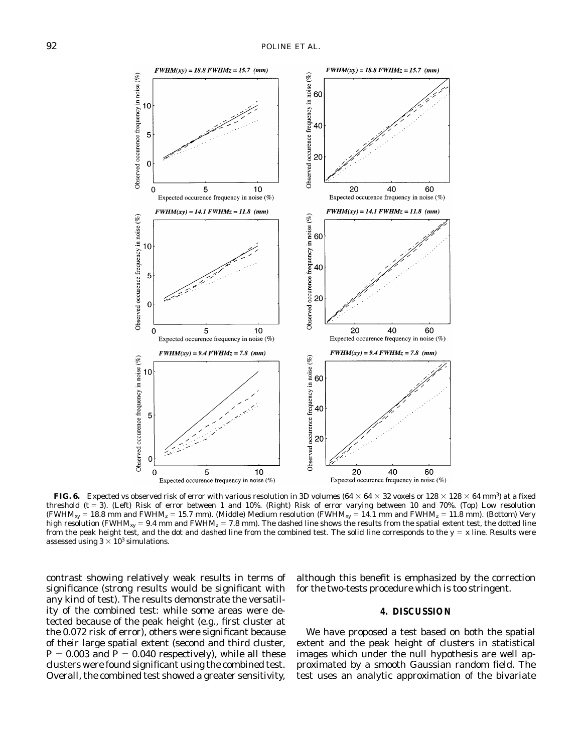**FIG. 6.** Expected vs observed risk of error with various resolution in 3D volumes ($64 \times 64 \times 32$ voxels or $128 \times 128 \times 64$ mm$^3$) at a fixed threshold ($t = 3$). (Left) Risk of error between 1 and 10%. (Right) Risk of error varying between 10 and 70%. (Top) Low resolution ($FWHM_{xy} = 18.8$ mm and $FWHM_z = 15.7$ mm). (Middle) Medium resolution ($FWHM_{xy} = 14.1$ mm and $FWHM_z = 11.8$ mm). (Bottom) Very high resolution ($FWHM_{xy} = 9.4$ mm and $FWHM_z = 7.8$ mm). The dashed line shows the results from the spatial extent test, the dotted line from the peak height test, and the dot and dashed line from the combined test. The solid line corresponds to the $y = x$ line. Results were assessed using $3 \times 10^3$ simulations.

contrast showing relatively weak results in terms of significance (strong results would be significant with any kind of test). The results demonstrate the versatility of the combined test: while some areas were detected because of the peak height (e.g., first cluster at the 0.072 risk of error), others were significant because of their large spatial extent (second and third cluster, $P = 0.003$ and $P = 0.040$ respectively), while all these clusters were found significant using the combined test. Overall, the combined test showed a greater sensitivity, although this benefit is emphasized by the correction for the two-tests procedure which is too stringent.

## 4. DISCUSSION

We have proposed a test based on both the spatial extent and the peak height of clusters in statistical images which under the null hypothesis are well approximated by a smooth Gaussian random field. The test uses an analytic approximation of the bivariate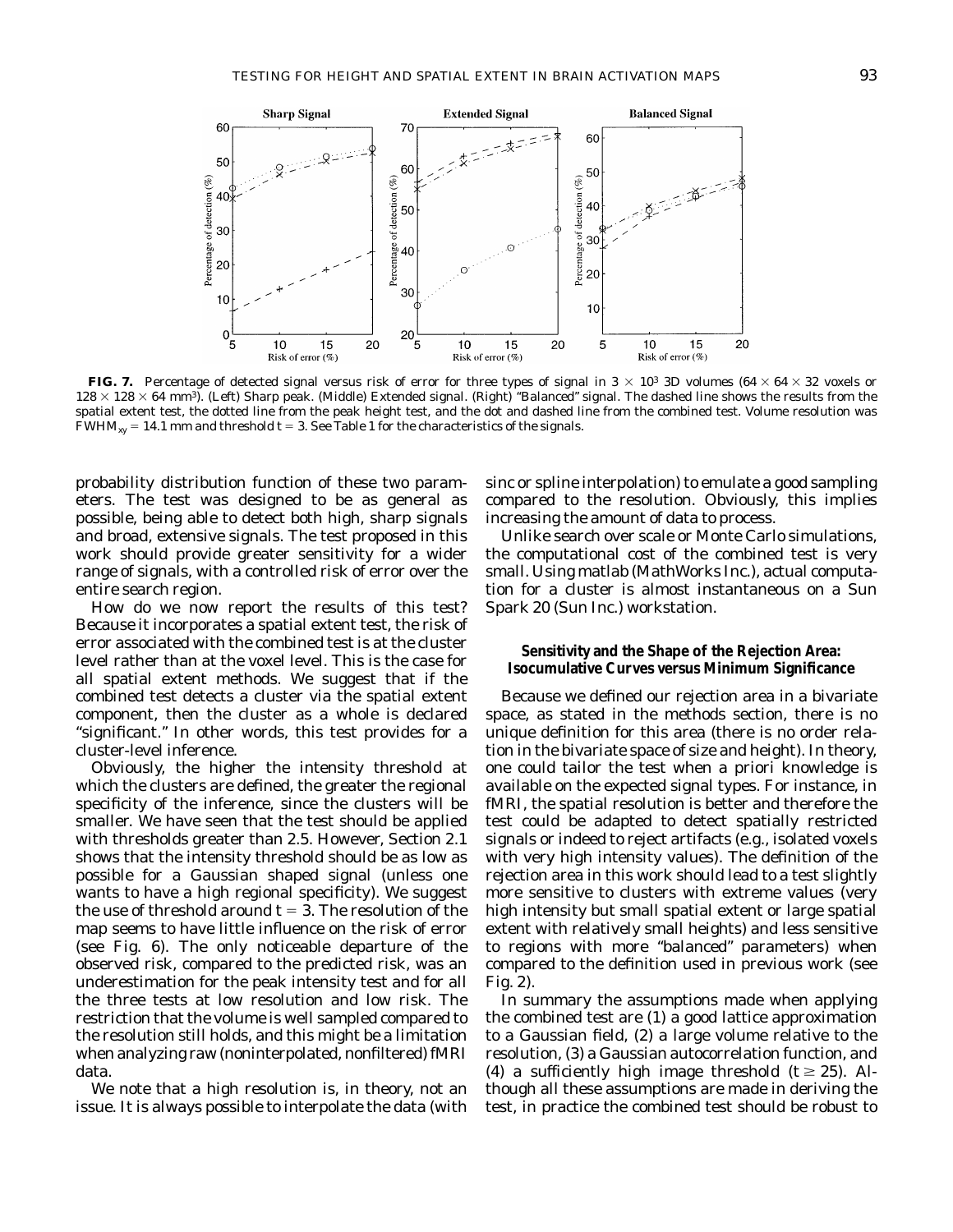Sharp Signal

Extended Signal

Balanced Signal

Percentage of detection (%)

Risk of error (%)

**FIG. 7.** Percentage of detected signal versus risk of error for three types of signal in $3 \times 10^3$ 3D volumes ($64 \times 64 \times 32$ voxels or $128 \times 128 \times 64$ mm$^3$). (Left) Sharp peak. (Middle) Extended signal. (Right) "Balanced" signal. The dashed line shows the results from the spatial extent test, the dotted line from the peak height test, and the dot and dashed line from the combined test. Volume resolution was $FWHM_{xy} = 14.1$ mm and threshold $t = 3$. See Table 1 for the characteristics of the signals.

probability distribution function of these two parameters. The test was designed to be as general as possible, being able to detect both high, sharp signals and broad, extensive signals. The test proposed in this work should provide greater sensitivity for a wider range of signals, with a controlled risk of error over the entire search region.

How do we now report the results of this test? Because it incorporates a spatial extent test, the risk of error associated with the combined test is at the cluster level rather than at the voxel level. This is the case for all spatial extent methods. We suggest that if the combined test detects a cluster via the spatial extent component, then the cluster as a whole is declared "significant." In other words, this test provides for a cluster-level inference.

Obviously, the higher the intensity threshold at which the clusters are defined, the greater the regional specificity of the inference, since the clusters will be smaller. We have seen that the test should be applied with thresholds greater than 2.5. However, Section 2.1 shows that the intensity threshold should be as low as possible for a Gaussian shaped signal (unless one wants to have a high regional specificity). We suggest the use of threshold around $t = 3$. The resolution of the map seems to have little influence on the risk of error (see Fig. 6). The only noticeable departure of the observed risk, compared to the predicted risk, was an underestimation for the peak intensity test and for all the three tests at low resolution and low risk. The restriction that the volume is well sampled compared to the resolution still holds, and this might be a limitation when analyzing raw (noninterpolated, nonfiltered) fMRI data.

We note that a high resolution is, in theory, not an issue. It is always possible to interpolate the data (with sinc or spline interpolation) to emulate a good sampling compared to the resolution. Obviously, this implies increasing the amount of data to process.

Unlike search over scale or Monte Carlo simulations, the computational cost of the combined test is very small. Using matlab (MathWorks Inc.), actual computation for a cluster is almost instantaneous on a Sun Spark 20 (Sun Inc.) workstation.

### Sensitivity and the Shape of the Rejection Area: Isocumulative Curves versus Minimum Significance

Because we defined our rejection area in a bivariate space, as stated in the methods section, there is no unique definition for this area (there is no order relation in the bivariate space of size and height). In theory, one could tailor the test when a priori knowledge is available on the expected signal types. For instance, in fMRI, the spatial resolution is better and therefore the test could be adapted to detect spatially restricted signals or indeed to reject artifacts (e.g., isolated voxels with very high intensity values). The definition of the rejection area in this work should lead to a test slightly more sensitive to clusters with extreme values (very high intensity but small spatial extent or large spatial extent with relatively small heights) and less sensitive to regions with more "balanced" parameters) when compared to the definition used in previous work (see Fig. 2).

In summary the assumptions made when applying the combined test are (1) a good lattice approximation to a Gaussian field, (2) a large volume relative to the resolution, (3) a Gaussian autocorrelation function, and (4) a sufficiently high image threshold ($t \geq 25$). Although all these assumptions are made in deriving the test, in practice the combined test should be robust to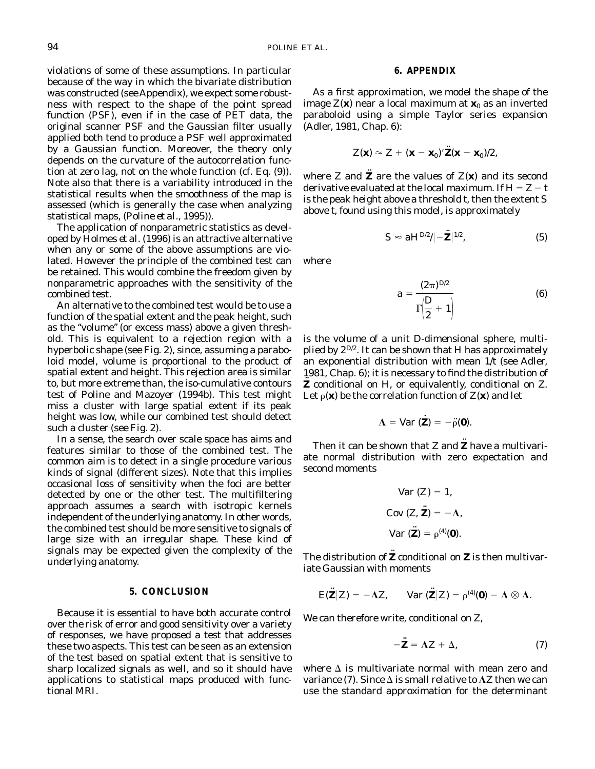violations of some of these assumptions. In particular because of the way in which the bivariate distribution was constructed (see Appendix), we expect some robustness with respect to the shape of the point spread function (PSF), even if in the case of PET data, the original scanner PSF and the Gaussian filter usually applied both tend to produce a PSF well approximated by a Gaussian function. Moreover, the theory only depends on the curvature of the autocorrelation function at zero lag, not on the whole function (cf. Eq. (9)). Note also that there is a variability introduced in the statistical results when the smoothness of the map is assessed (which is generally the case when analyzing statistical maps, (Poline *et al.*, 1995)).

The application of nonparametric statistics as developed by Holmes *et al.* (1996) is an attractive alternative when any or some of the above assumptions are violated. However the principle of the combined test can be retained. This would combine the freedom given by nonparametric approaches with the sensitivity of the combined test.

An alternative to the combined test would be to use a function of the spatial extent and the peak height, such as the "volume" (or excess mass) above a given threshold. This is equivalent to a rejection region with a hyperbolic shape (see Fig. 2), since, assuming a paraboloid model, volume is proportional to the product of spatial extent and height. This rejection area is similar to, but more extreme than, the iso-cumulative contours test of Poline and Mazoyer (1994b). This test might miss a cluster with large spatial extent if its peak height was low, while our combined test should detect such a cluster (see Fig. 2).

In a sense, the search over scale space has aims and features similar to those of the combined test. The common aim is to detect in a single procedure various kinds of signal (different sizes). Note that this implies occasional loss of sensitivity when the foci are better detected by one or the other test. The multifiltering approach assumes a search with isotropic kernels independent of the underlying anatomy. In other words, the combined test should be more sensitive to signals of large size with an irregular shape. These kind of signals may be expected given the complexity of the underlying anatomy.

## 5. CONCLUSION

Because it is essential to have both accurate control over the risk of error and good sensitivity over a variety of responses, we have proposed a test that addresses these two aspects. This test can be seen as an extension of the test based on spatial extent that is sensitive to sharp localized signals as well, and so it should have applications to statistical maps produced with functional MRI.

## 6. APPENDIX

As a first approximation, we model the shape of the image $Z(\mathbf{x})$ near a local maximum at $\mathbf{x}_0$ as an inverted paraboloid using a simple Taylor series expansion (Adler, 1981, Chap. 6):

$$Z(\mathbf{x}) \approx Z + (\mathbf{x} - \mathbf{x}_0)'\ddot{\mathbf{Z}}(\mathbf{x} - \mathbf{x}_0)/2,$$

where $Z$ and $\ddot{\mathbf{Z}}$ are the values of $Z(\mathbf{x})$ and its second derivative evaluated at the local maximum. If $H = Z - t$ is the peak height above a threshold $t$, then the extent $S$ above $t$, found using this model, is approximately

$$S \approx aH^{D/2}/|-\ddot{\mathbf{Z}}|^{1/2}, \tag{5}$$

where

$$a = \frac{(2\pi)^{D/2}}{\Gamma\left(\frac{D}{2} + 1\right)} \tag{6}$$

is the volume of a unit $D$-dimensional sphere, multiplied by $2^{D/2}$. It can be shown that $H$ has approximately an exponential distribution with mean $1/t$ (see Adler, 1981, Chap. 6); it is necessary to find the distribution of $\ddot{\mathbf{Z}}$ conditional on $H$, or equivalently, conditional on $Z$. Let $\rho(\mathbf{x})$ be the correlation function of $Z(\mathbf{x})$ and let

$$\Lambda = \text{Var}(\dot{\mathbf{Z}}) = -\ddot{\rho}(\mathbf{0}).$$

Then it can be shown that $Z$ and $\ddot{\mathbf{Z}}$ have a multivariate normal distribution with zero expectation and second moments

$$\text{Var}(Z) = 1,$$
$$\text{Cov}(Z, \ddot{\mathbf{Z}}) = -\Lambda,$$
$$\text{Var}(\ddot{\mathbf{Z}}) = \rho^{(4)}(\mathbf{0}).$$

The distribution of $\ddot{\mathbf{Z}}$ conditional on $\mathbf{Z}$ is then multivariate Gaussian with moments

$$E(\ddot{\mathbf{Z}}|Z) = -\Lambda Z, \qquad \text{Var}(\ddot{\mathbf{Z}}|Z) = \rho^{(4)}(\mathbf{0}) - \Lambda \otimes \Lambda.$$

We can therefore write, conditional on $Z$,

$$-\ddot{\mathbf{Z}} = \Lambda Z + \Delta, \tag{7}$$

where $\Delta$ is multivariate normal with mean zero and variance (7). Since $\Delta$ is small relative to $\Lambda Z$ then we can use the standard approximation for the determinant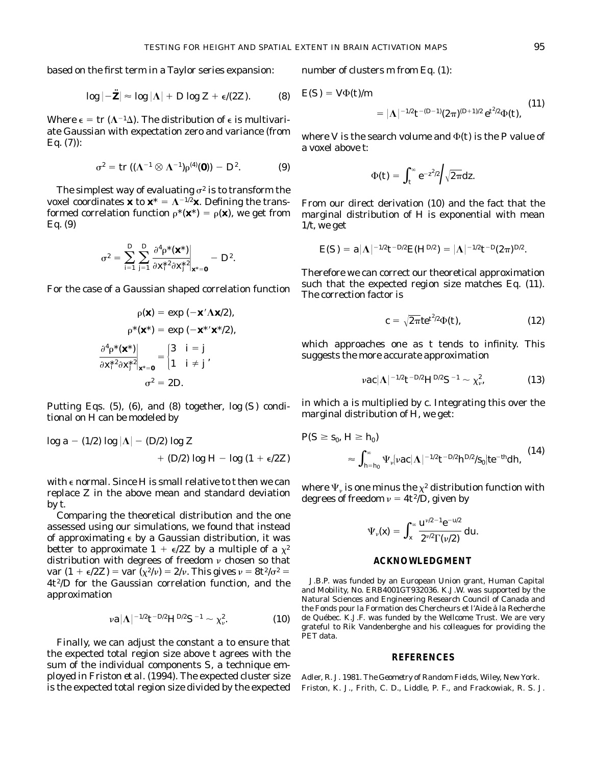based on the first term in a Taylor series expansion:

$$\log|-\ddot{\mathbf{Z}}| \approx \log|\boldsymbol{\Lambda}| + D\log Z + \epsilon/(2Z). \tag{8}$$

Where $\epsilon = \mathrm{tr}\,(\boldsymbol{\Lambda}^{-1}\Delta)$. The distribution of $\epsilon$ is multivariate Gaussian with expectation zero and variance (from Eq. (7)):

$$\sigma^2 = \mathrm{tr}\,((\boldsymbol{\Lambda}^{-1} \otimes \boldsymbol{\Lambda}^{-1})\rho^{(4)}(\mathbf{0})) - D^2. \tag{9}$$

The simplest way of evaluating $\sigma^2$ is to transform the voxel coordinates $\mathbf{x}$ to $\mathbf{x}^* = \boldsymbol{\Lambda}^{-1/2}\mathbf{x}$. Defining the transformed correlation function $\rho^*(\mathbf{x}^*) = \rho(\mathbf{x})$, we get from Eq. (9)

$$\sigma^2 = \sum_{i=1}^{D}\sum_{j=1}^{D} \frac{\partial^4 \rho^*(\mathbf{x}^*)}{\partial x_i^{*2} \partial x_j^{*2}}\bigg|_{\mathbf{x}^*=\mathbf{0}} - D^2.$$

For the case of a Gaussian shaped correlation function

$$\rho(\mathbf{x}) = \exp\,(-\mathbf{x}'\boldsymbol{\Lambda}\mathbf{x}/2),$$

$$\rho^*(\mathbf{x}^*) = \exp\,(-\mathbf{x}^{*\prime}\mathbf{x}^*/2),$$

$$\frac{\partial^4 \rho^*(\mathbf{x}^*)}{\partial x_i^{*2} \partial x_j^{*2}}\bigg|_{\mathbf{x}^*=\mathbf{0}} = \begin{cases} 3 & i = j \\ 1 & i \neq j \end{cases},$$

$$\sigma^2 = 2D.$$

Putting Eqs. (5), (6), and (8) together, $\log(S)$ conditional on $H$ can be modeled by

$$\log a - (1/2)\log|\boldsymbol{\Lambda}| - (D/2)\log Z + (D/2)\log H - \log(1 + \epsilon/2Z)$$

with $\epsilon$ normal. Since $H$ is small relative to $t$ then we can replace $Z$ in the above mean and standard deviation by $t$.

Comparing the theoretical distribution and the one assessed using our simulations, we found that instead of approximating $\epsilon$ by a Gaussian distribution, it was better to approximate $1 + \epsilon/2Z$ by a multiple of a $\chi^2$ distribution with degrees of freedom $\nu$ chosen so that $\mathrm{var}\,(1 + \epsilon/2Z) = \mathrm{var}\,(\chi^2/\nu) = 2/\nu$. This gives $\nu = 8t^2/\sigma^2 = 4t^2/D$ for the Gaussian correlation function, and the approximation

$$\nu a|\boldsymbol{\Lambda}|^{-1/2} t^{-D/2} H^{D/2} S^{-1} \sim \chi^2_\nu. \tag{10}$$

Finally, we can adjust the constant $a$ to ensure that the expected total region size above $t$ agrees with the sum of the individual components $S$, a technique employed in Friston et al. (1994). The expected cluster size is the expected total region size divided by the expected number of clusters $m$ from Eq. (1):

$$E(S) = V\Phi(t)/m = |\boldsymbol{\Lambda}|^{-1/2} t^{-(D-1)} (2\pi)^{(D+1)/2} e^{t^2/2}\Phi(t), \tag{11}$$

where $V$ is the search volume and $\Phi(t)$ is the $P$ value of a voxel above $t$:

$$\Phi(t) = \int_t^\infty e^{-z^2/2}\Big/\sqrt{2\pi}\,dz.$$

From our direct derivation (10) and the fact that the marginal distribution of $H$ is exponential with mean $1/t$, we get

$$E(S) = a|\boldsymbol{\Lambda}|^{-1/2} t^{-D/2} E(H^{D/2}) = |\boldsymbol{\Lambda}|^{-1/2} t^{-D} (2\pi)^{D/2}.$$

Therefore we can correct our theoretical approximation such that the expected region size matches Eq. (11). The correction factor is

$$c = \sqrt{2\pi}\, t e^{t^2/2}\Phi(t), \tag{12}$$

which approaches one as $t$ tends to infinity. This suggests the more accurate approximation

$$\nu ac|\boldsymbol{\Lambda}|^{-1/2} t^{-D/2} H^{D/2} S^{-1} \sim \chi^2_\nu, \tag{13}$$

in which $a$ is multiplied by $c$. Integrating this over the marginal distribution of $H$, we get:

$$P(S \geq s_0, H \geq h_0) \approx \int_{h=h_0}^{\infty} \Psi_\nu[\nu ac|\boldsymbol{\Lambda}|^{-1/2} t^{-D/2} h^{D/2}/s_0]\, t e^{-th} dh, \tag{14}$$

where $\Psi_\nu$ is one minus the $\chi^2$ distribution function with degrees of freedom $\nu = 4t^2/D$, given by

$$\Psi_\nu(x) = \int_x^\infty \frac{u^{\nu/2-1} e^{-u/2}}{2^{\nu/2}\Gamma(\nu/2)}\, du.$$

## ACKNOWLEDGMENT

J.B.P. was funded by an European Union grant, Human Capital and Mobility, No. ERB4001GT932036. K.J.W. was supported by the Natural Sciences and Engineering Research Council of Canada and the Fonds pour la Formation des Chercheurs et l'Aide à la Recherche de Québec. K.J.F. was funded by the Wellcome Trust. We are very grateful to Rik Vandenberghe and his colleagues for providing the PET data.

## REFERENCES

Adler, R. J. 1981. *The Geometry of Random Fields*, Wiley, New York.

Friston, K. J., Frith, C. D., Liddle, P. F., and Frackowiak, R. S. J.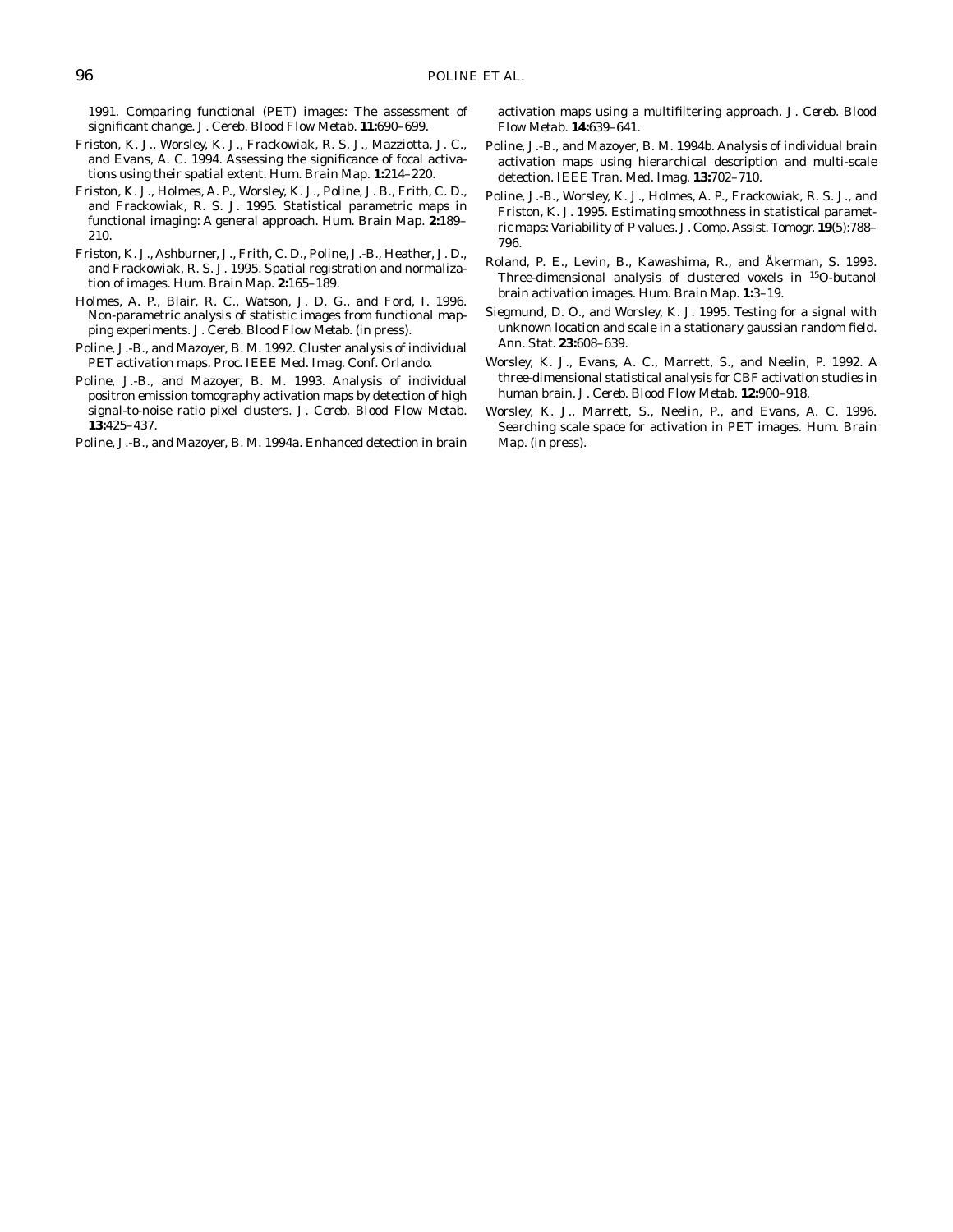1991. Comparing functional (PET) images: The assessment of significant change. *J. Cereb. Blood Flow Metab.* **11:**690–699.

Friston, K. J., Worsley, K. J., Frackowiak, R. S. J., Mazziotta, J. C., and Evans, A. C. 1994. Assessing the significance of focal activations using their spatial extent. *Hum. Brain Map.* **1:**214–220.

Friston, K. J., Holmes, A. P., Worsley, K. J., Poline, J. B., Frith, C. D., and Frackowiak, R. S. J. 1995. Statistical parametric maps in functional imaging: A general approach. *Hum. Brain Map.* **2:**189–210.

Friston, K. J., Ashburner, J., Frith, C. D., Poline, J.-B., Heather, J. D., and Frackowiak, R. S. J. 1995. Spatial registration and normalization of images. *Hum. Brain Map.* **2:**165–189.

Holmes, A. P., Blair, R. C., Watson, J. D. G., and Ford, I. 1996. Non-parametric analysis of statistic images from functional mapping experiments. *J. Cereb. Blood Flow Metab.* (in press).

Poline, J.-B., and Mazoyer, B. M. 1992. Cluster analysis of individual PET activation maps. *Proc. IEEE Med. Imag. Conf. Orlando.*

Poline, J.-B., and Mazoyer, B. M. 1993. Analysis of individual positron emission tomography activation maps by detection of high signal-to-noise ratio pixel clusters. *J. Cereb. Blood Flow Metab.* **13:**425–437.

Poline, J.-B., and Mazoyer, B. M. 1994a. Enhanced detection in brain activation maps using a multifiltering approach. *J. Cereb. Blood Flow Metab.* **14:**639–641.

Poline, J.-B., and Mazoyer, B. M. 1994b. Analysis of individual brain activation maps using hierarchical description and multi-scale detection. *IEEE Tran. Med. Imag.* **13:**702–710.

Poline, J.-B., Worsley, K. J., Holmes, A. P., Frackowiak, R. S. J., and Friston, K. J. 1995. Estimating smoothness in statistical parametric maps: Variability of P values. *J. Comp. Assist. Tomogr.* **19**(5):788–796.

Roland, P. E., Levin, B., Kawashima, R., and Åkerman, S. 1993. Three-dimensional analysis of clustered voxels in $^{15}$O-butanol brain activation images. *Hum. Brain Map.* **1:**3–19.

Siegmund, D. O., and Worsley, K. J. 1995. Testing for a signal with unknown location and scale in a stationary gaussian random field. *Ann. Stat.* **23:**608–639.

Worsley, K. J., Evans, A. C., Marrett, S., and Neelin, P. 1992. A three-dimensional statistical analysis for CBF activation studies in human brain. *J. Cereb. Blood Flow Metab.* **12:**900–918.

Worsley, K. J., Marrett, S., Neelin, P., and Evans, A. C. 1996. Searching scale space for activation in PET images. *Hum. Brain Map.* (in press).